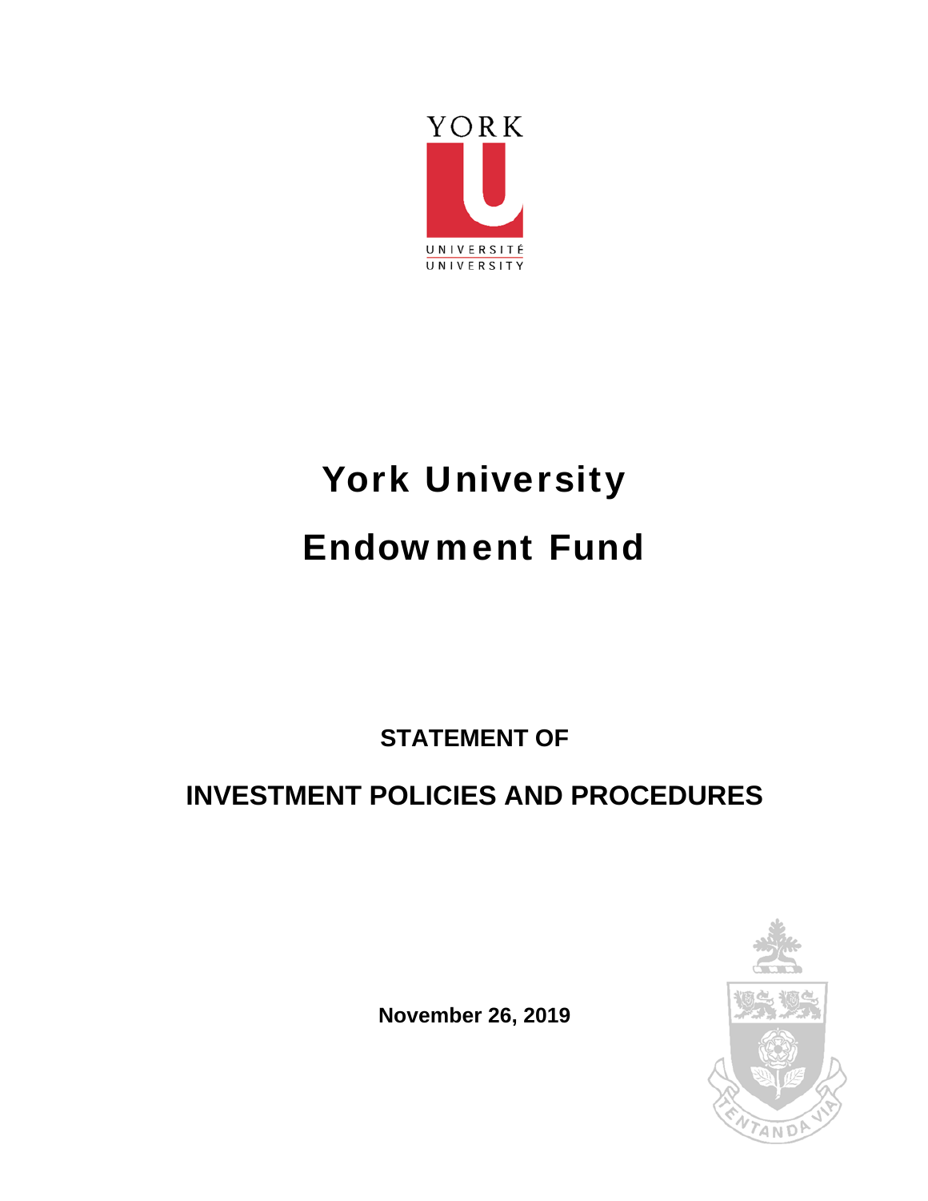# York University

# Endowment Fund

## STATEMENT OF

## INVESTMENT POLICIES AND PROCEDURES

**November 26, 2019**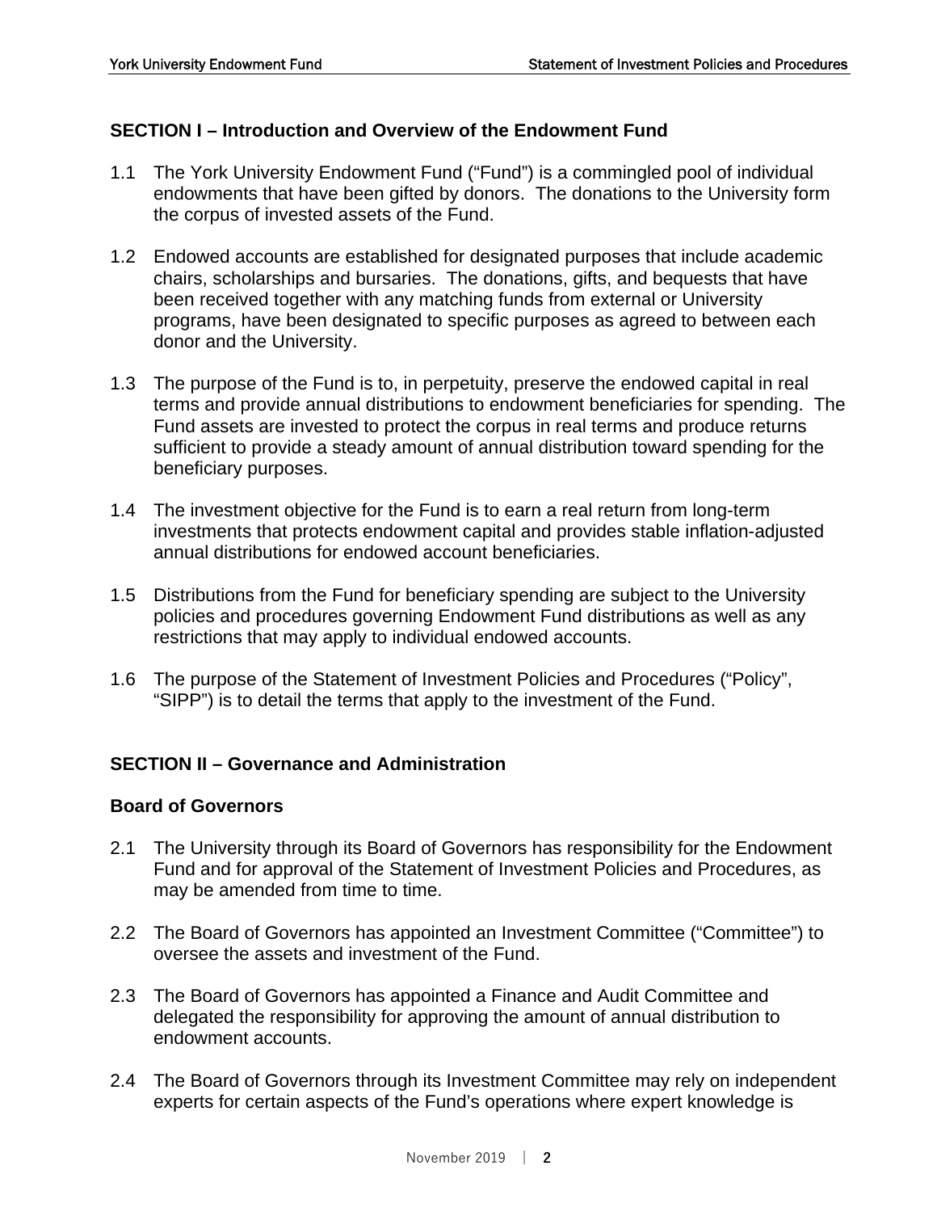## SECTION I – Introduction and Overview of the Endowment Fund

1.1 The York University Endowment Fund (“Fund”) is a commingled pool of individual endowments that have been gifted by donors. The donations to the University form the corpus of invested assets of the Fund.

1.2 Endowed accounts are established for designated purposes that include academic chairs, scholarships and bursaries. The donations, gifts, and bequests that have been received together with any matching funds from external or University programs, have been designated to specific purposes as agreed to between each donor and the University.

1.3 The purpose of the Fund is to, in perpetuity, preserve the endowed capital in real terms and provide annual distributions to endowment beneficiaries for spending. The Fund assets are invested to protect the corpus in real terms and produce returns sufficient to provide a steady amount of annual distribution toward spending for the beneficiary purposes.

1.4 The investment objective for the Fund is to earn a real return from long-term investments that protects endowment capital and provides stable inflation-adjusted annual distributions for endowed account beneficiaries.

1.5 Distributions from the Fund for beneficiary spending are subject to the University policies and procedures governing Endowment Fund distributions as well as any restrictions that may apply to individual endowed accounts.

1.6 The purpose of the Statement of Investment Policies and Procedures (“Policy”, “SIPP”) is to detail the terms that apply to the investment of the Fund.

## SECTION II – Governance and Administration

### Board of Governors

2.1 The University through its Board of Governors has responsibility for the Endowment Fund and for approval of the Statement of Investment Policies and Procedures, as may be amended from time to time.

2.2 The Board of Governors has appointed an Investment Committee (“Committee”) to oversee the assets and investment of the Fund.

2.3 The Board of Governors has appointed a Finance and Audit Committee and delegated the responsibility for approving the amount of annual distribution to endowment accounts.

2.4 The Board of Governors through its Investment Committee may rely on independent experts for certain aspects of the Fund’s operations where expert knowledge is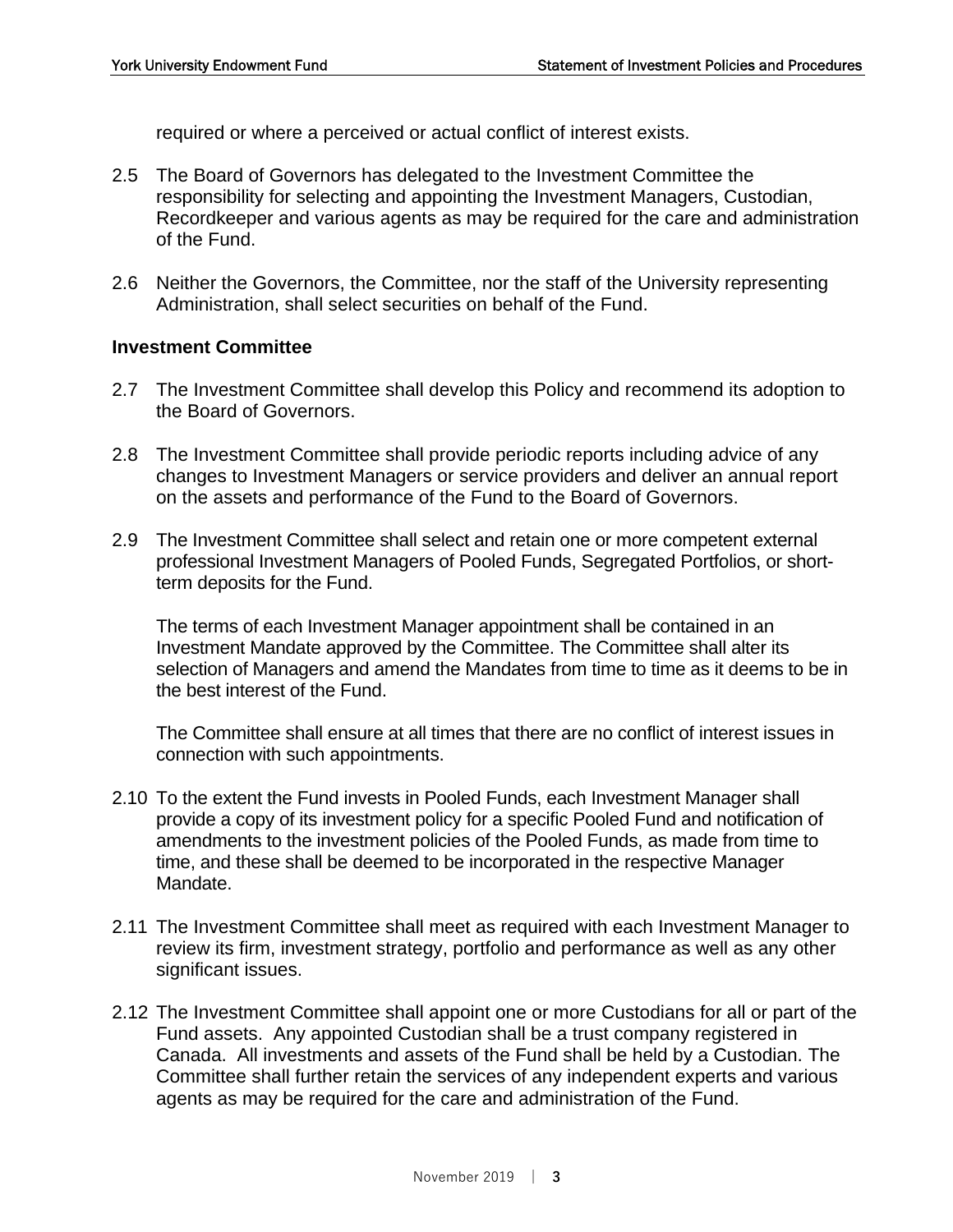required or where a perceived or actual conflict of interest exists.

2.5 The Board of Governors has delegated to the Investment Committee the responsibility for selecting and appointing the Investment Managers, Custodian, Recordkeeper and various agents as may be required for the care and administration of the Fund.

2.6 Neither the Governors, the Committee, nor the staff of the University representing Administration, shall select securities on behalf of the Fund.

**Investment Committee**

2.7 The Investment Committee shall develop this Policy and recommend its adoption to the Board of Governors.

2.8 The Investment Committee shall provide periodic reports including advice of any changes to Investment Managers or service providers and deliver an annual report on the assets and performance of the Fund to the Board of Governors.

2.9 The Investment Committee shall select and retain one or more competent external professional Investment Managers of Pooled Funds, Segregated Portfolios, or short-term deposits for the Fund.

The terms of each Investment Manager appointment shall be contained in an Investment Mandate approved by the Committee. The Committee shall alter its selection of Managers and amend the Mandates from time to time as it deems to be in the best interest of the Fund.

The Committee shall ensure at all times that there are no conflict of interest issues in connection with such appointments.

2.10 To the extent the Fund invests in Pooled Funds, each Investment Manager shall provide a copy of its investment policy for a specific Pooled Fund and notification of amendments to the investment policies of the Pooled Funds, as made from time to time, and these shall be deemed to be incorporated in the respective Manager Mandate.

2.11 The Investment Committee shall meet as required with each Investment Manager to review its firm, investment strategy, portfolio and performance as well as any other significant issues.

2.12 The Investment Committee shall appoint one or more Custodians for all or part of the Fund assets. Any appointed Custodian shall be a trust company registered in Canada. All investments and assets of the Fund shall be held by a Custodian. The Committee shall further retain the services of any independent experts and various agents as may be required for the care and administration of the Fund.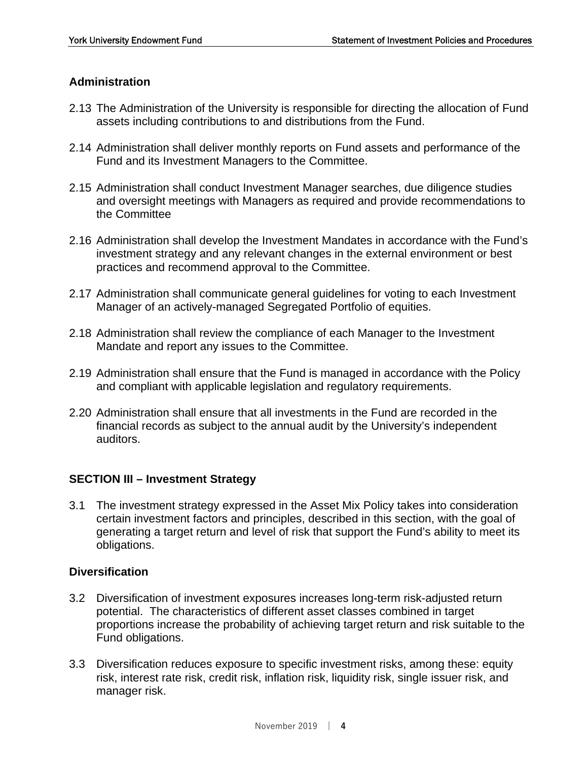### Administration

2.13 The Administration of the University is responsible for directing the allocation of Fund assets including contributions to and distributions from the Fund.

2.14 Administration shall deliver monthly reports on Fund assets and performance of the Fund and its Investment Managers to the Committee.

2.15 Administration shall conduct Investment Manager searches, due diligence studies and oversight meetings with Managers as required and provide recommendations to the Committee

2.16 Administration shall develop the Investment Mandates in accordance with the Fund's investment strategy and any relevant changes in the external environment or best practices and recommend approval to the Committee.

2.17 Administration shall communicate general guidelines for voting to each Investment Manager of an actively-managed Segregated Portfolio of equities.

2.18 Administration shall review the compliance of each Manager to the Investment Mandate and report any issues to the Committee.

2.19 Administration shall ensure that the Fund is managed in accordance with the Policy and compliant with applicable legislation and regulatory requirements.

2.20 Administration shall ensure that all investments in the Fund are recorded in the financial records as subject to the annual audit by the University's independent auditors.

## SECTION III – Investment Strategy

3.1 The investment strategy expressed in the Asset Mix Policy takes into consideration certain investment factors and principles, described in this section, with the goal of generating a target return and level of risk that support the Fund's ability to meet its obligations.

### Diversification

3.2 Diversification of investment exposures increases long-term risk-adjusted return potential. The characteristics of different asset classes combined in target proportions increase the probability of achieving target return and risk suitable to the Fund obligations.

3.3 Diversification reduces exposure to specific investment risks, among these: equity risk, interest rate risk, credit risk, inflation risk, liquidity risk, single issuer risk, and manager risk.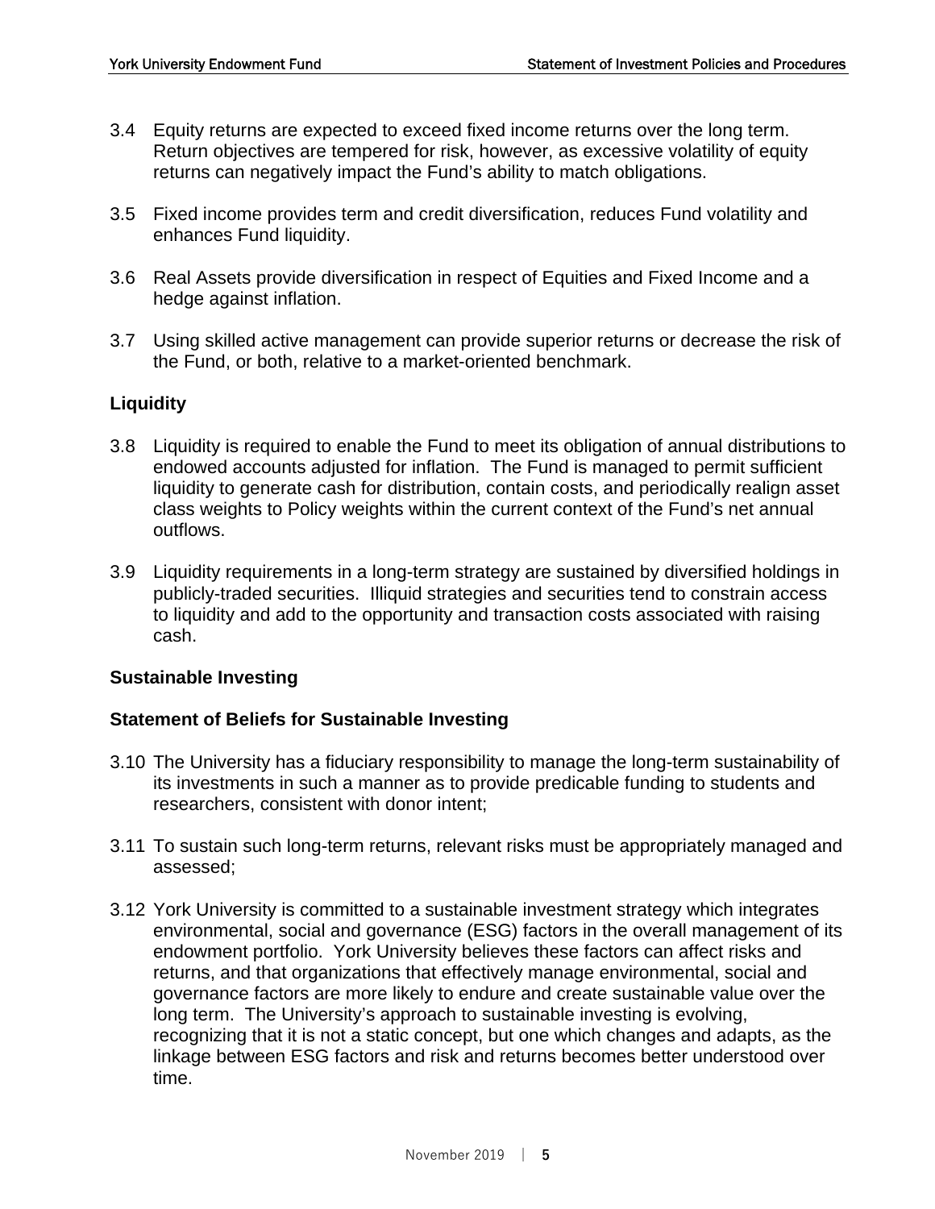3.4 Equity returns are expected to exceed fixed income returns over the long term. Return objectives are tempered for risk, however, as excessive volatility of equity returns can negatively impact the Fund's ability to match obligations.

3.5 Fixed income provides term and credit diversification, reduces Fund volatility and enhances Fund liquidity.

3.6 Real Assets provide diversification in respect of Equities and Fixed Income and a hedge against inflation.

3.7 Using skilled active management can provide superior returns or decrease the risk of the Fund, or both, relative to a market-oriented benchmark.

### Liquidity

3.8 Liquidity is required to enable the Fund to meet its obligation of annual distributions to endowed accounts adjusted for inflation. The Fund is managed to permit sufficient liquidity to generate cash for distribution, contain costs, and periodically realign asset class weights to Policy weights within the current context of the Fund's net annual outflows.

3.9 Liquidity requirements in a long-term strategy are sustained by diversified holdings in publicly-traded securities. Illiquid strategies and securities tend to constrain access to liquidity and add to the opportunity and transaction costs associated with raising cash.

### Sustainable Investing

### Statement of Beliefs for Sustainable Investing

3.10 The University has a fiduciary responsibility to manage the long-term sustainability of its investments in such a manner as to provide predicable funding to students and researchers, consistent with donor intent;

3.11 To sustain such long-term returns, relevant risks must be appropriately managed and assessed;

3.12 York University is committed to a sustainable investment strategy which integrates environmental, social and governance (ESG) factors in the overall management of its endowment portfolio. York University believes these factors can affect risks and returns, and that organizations that effectively manage environmental, social and governance factors are more likely to endure and create sustainable value over the long term. The University's approach to sustainable investing is evolving, recognizing that it is not a static concept, but one which changes and adapts, as the linkage between ESG factors and risk and returns becomes better understood over time.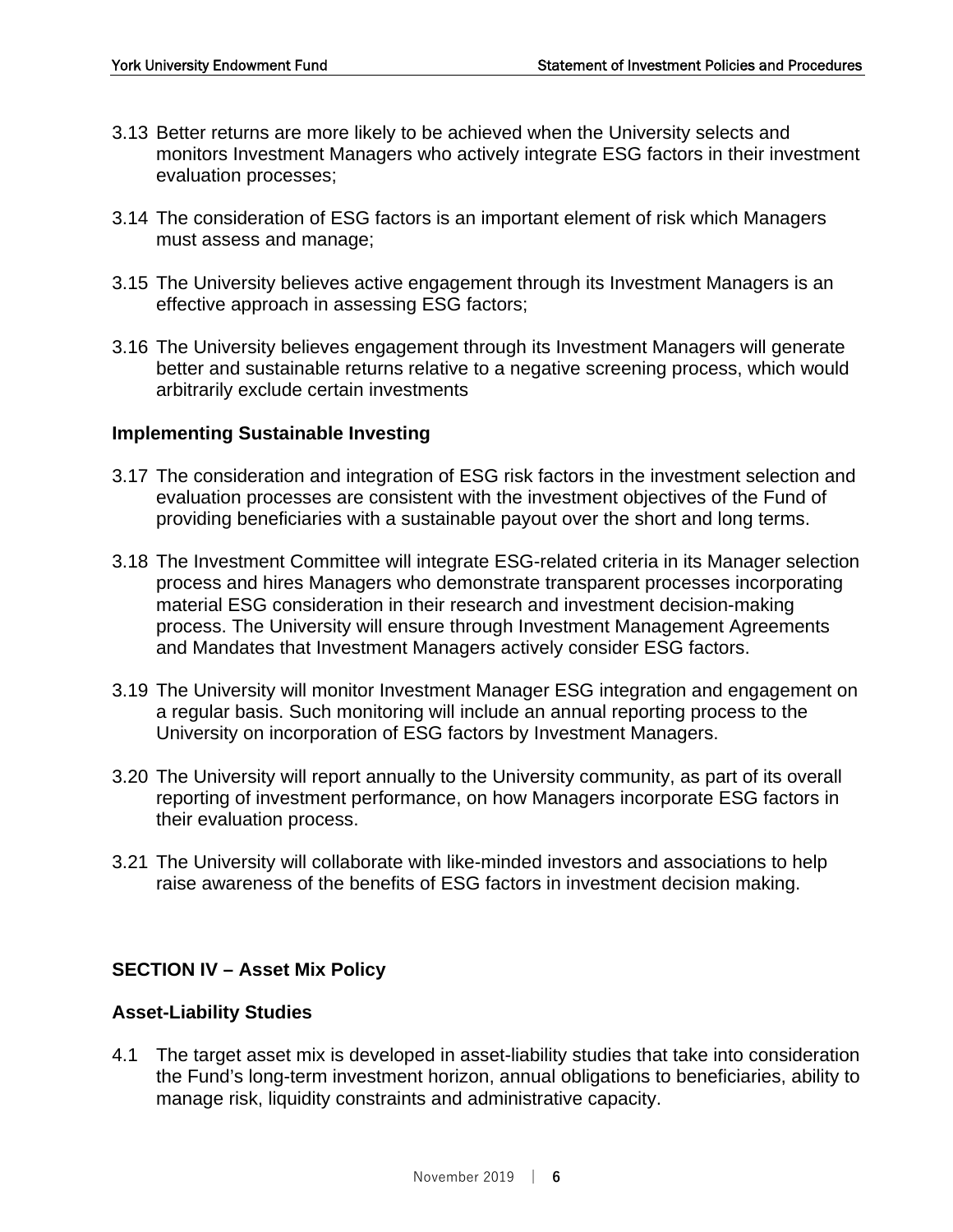3.13 Better returns are more likely to be achieved when the University selects and monitors Investment Managers who actively integrate ESG factors in their investment evaluation processes;

3.14 The consideration of ESG factors is an important element of risk which Managers must assess and manage;

3.15 The University believes active engagement through its Investment Managers is an effective approach in assessing ESG factors;

3.16 The University believes engagement through its Investment Managers will generate better and sustainable returns relative to a negative screening process, which would arbitrarily exclude certain investments

**Implementing Sustainable Investing**

3.17 The consideration and integration of ESG risk factors in the investment selection and evaluation processes are consistent with the investment objectives of the Fund of providing beneficiaries with a sustainable payout over the short and long terms.

3.18 The Investment Committee will integrate ESG-related criteria in its Manager selection process and hires Managers who demonstrate transparent processes incorporating material ESG consideration in their research and investment decision-making process. The University will ensure through Investment Management Agreements and Mandates that Investment Managers actively consider ESG factors.

3.19 The University will monitor Investment Manager ESG integration and engagement on a regular basis. Such monitoring will include an annual reporting process to the University on incorporation of ESG factors by Investment Managers.

3.20 The University will report annually to the University community, as part of its overall reporting of investment performance, on how Managers incorporate ESG factors in their evaluation process.

3.21 The University will collaborate with like-minded investors and associations to help raise awareness of the benefits of ESG factors in investment decision making.

## SECTION IV – Asset Mix Policy

**Asset-Liability Studies**

4.1 The target asset mix is developed in asset-liability studies that take into consideration the Fund's long-term investment horizon, annual obligations to beneficiaries, ability to manage risk, liquidity constraints and administrative capacity.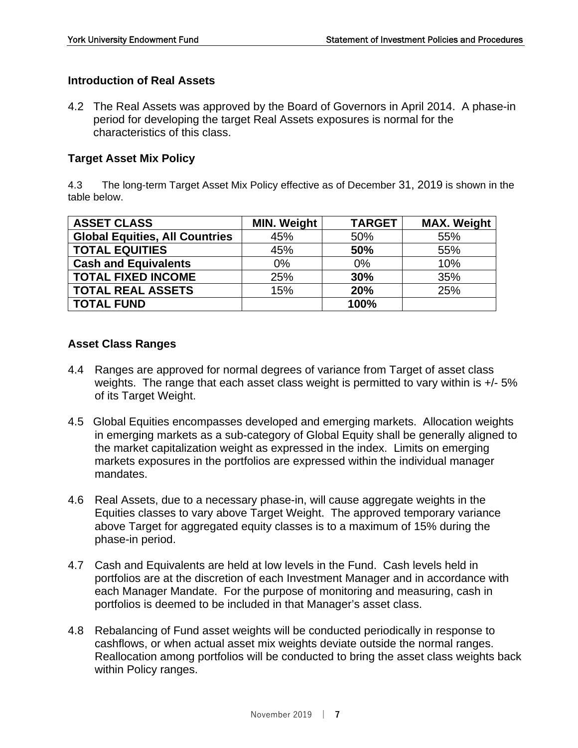### Introduction of Real Assets

4.2 The Real Assets was approved by the Board of Governors in April 2014. A phase-in period for developing the target Real Assets exposures is normal for the characteristics of this class.

### Target Asset Mix Policy

4.3 The long-term Target Asset Mix Policy effective as of December 31, 2019 is shown in the table below.

| ASSET CLASS | MIN. Weight | TARGET | MAX. Weight |
|---|---|---|---|
| **Global Equities, All Countries** | 45% | 50% | 55% |
| **TOTAL EQUITIES** | 45% | **50%** | 55% |
| **Cash and Equivalents** | 0% | 0% | 10% |
| **TOTAL FIXED INCOME** | 25% | **30%** | 35% |
| **TOTAL REAL ASSETS** | 15% | **20%** | 25% |
| **TOTAL FUND** | | **100%** | |

### Asset Class Ranges

4.4 Ranges are approved for normal degrees of variance from Target of asset class weights. The range that each asset class weight is permitted to vary within is +/- 5% of its Target Weight.

4.5 Global Equities encompasses developed and emerging markets. Allocation weights in emerging markets as a sub-category of Global Equity shall be generally aligned to the market capitalization weight as expressed in the index. Limits on emerging markets exposures in the portfolios are expressed within the individual manager mandates.

4.6 Real Assets, due to a necessary phase-in, will cause aggregate weights in the Equities classes to vary above Target Weight. The approved temporary variance above Target for aggregated equity classes is to a maximum of 15% during the phase-in period.

4.7 Cash and Equivalents are held at low levels in the Fund. Cash levels held in portfolios are at the discretion of each Investment Manager and in accordance with each Manager Mandate. For the purpose of monitoring and measuring, cash in portfolios is deemed to be included in that Manager's asset class.

4.8 Rebalancing of Fund asset weights will be conducted periodically in response to cashflows, or when actual asset mix weights deviate outside the normal ranges. Reallocation among portfolios will be conducted to bring the asset class weights back within Policy ranges.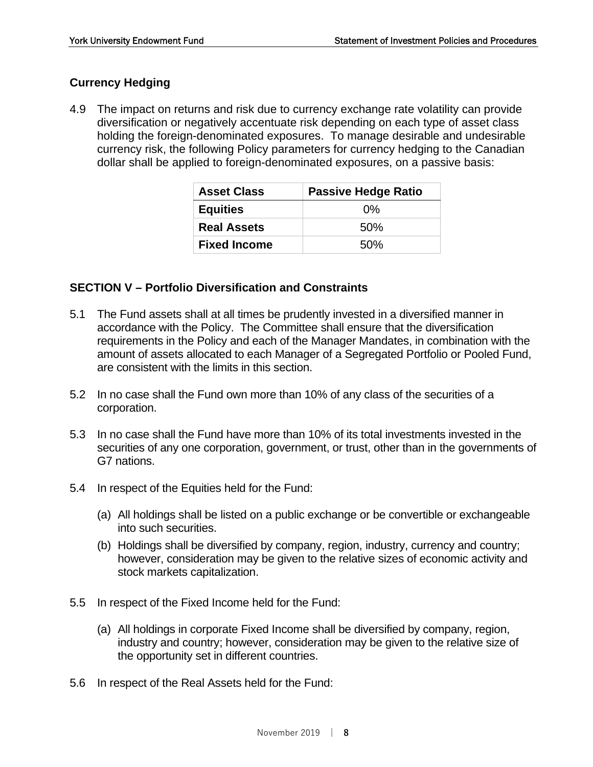## Currency Hedging

4.9 The impact on returns and risk due to currency exchange rate volatility can provide diversification or negatively accentuate risk depending on each type of asset class holding the foreign-denominated exposures. To manage desirable and undesirable currency risk, the following Policy parameters for currency hedging to the Canadian dollar shall be applied to foreign-denominated exposures, on a passive basis:

| Asset Class | Passive Hedge Ratio |
|---|---|
| **Equities** | 0% |
| **Real Assets** | 50% |
| **Fixed Income** | 50% |

## SECTION V – Portfolio Diversification and Constraints

5.1 The Fund assets shall at all times be prudently invested in a diversified manner in accordance with the Policy. The Committee shall ensure that the diversification requirements in the Policy and each of the Manager Mandates, in combination with the amount of assets allocated to each Manager of a Segregated Portfolio or Pooled Fund, are consistent with the limits in this section.

5.2 In no case shall the Fund own more than 10% of any class of the securities of a corporation.

5.3 In no case shall the Fund have more than 10% of its total investments invested in the securities of any one corporation, government, or trust, other than in the governments of G7 nations.

5.4 In respect of the Equities held for the Fund:

(a) All holdings shall be listed on a public exchange or be convertible or exchangeable into such securities.

(b) Holdings shall be diversified by company, region, industry, currency and country; however, consideration may be given to the relative sizes of economic activity and stock markets capitalization.

5.5 In respect of the Fixed Income held for the Fund:

(a) All holdings in corporate Fixed Income shall be diversified by company, region, industry and country; however, consideration may be given to the relative size of the opportunity set in different countries.

5.6 In respect of the Real Assets held for the Fund: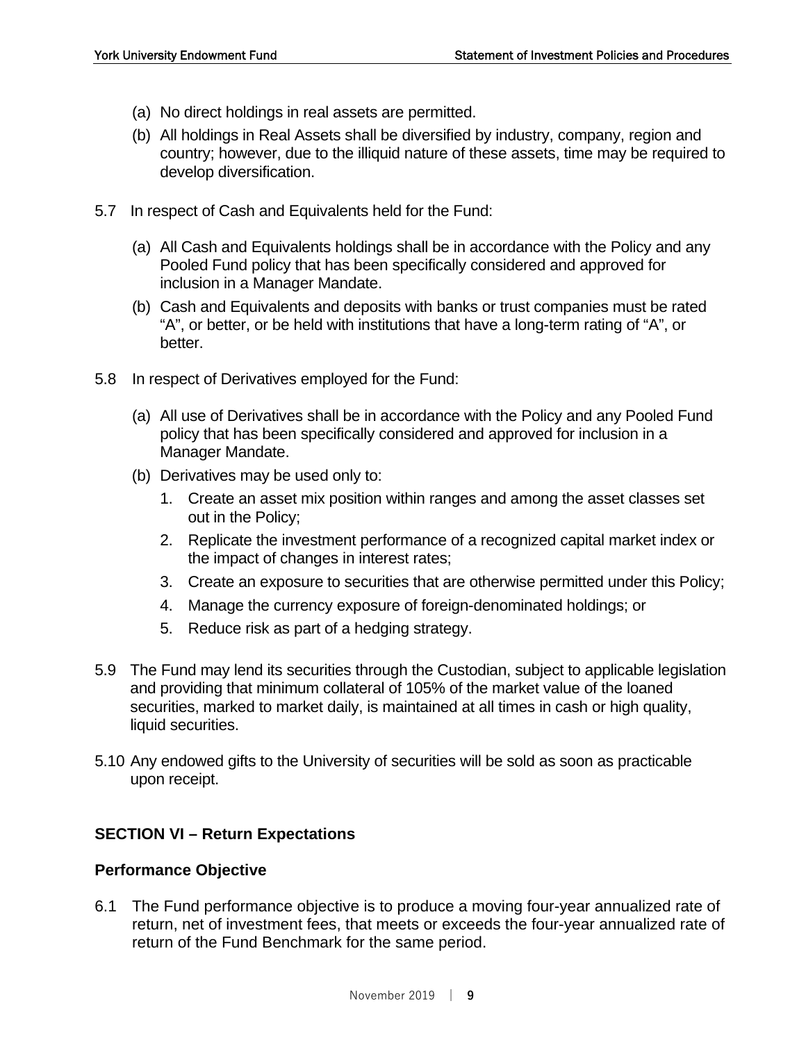(a) No direct holdings in real assets are permitted.

(b) All holdings in Real Assets shall be diversified by industry, company, region and country; however, due to the illiquid nature of these assets, time may be required to develop diversification.

5.7 In respect of Cash and Equivalents held for the Fund:

(a) All Cash and Equivalents holdings shall be in accordance with the Policy and any Pooled Fund policy that has been specifically considered and approved for inclusion in a Manager Mandate.

(b) Cash and Equivalents and deposits with banks or trust companies must be rated "A", or better, or be held with institutions that have a long-term rating of "A", or better.

5.8 In respect of Derivatives employed for the Fund:

(a) All use of Derivatives shall be in accordance with the Policy and any Pooled Fund policy that has been specifically considered and approved for inclusion in a Manager Mandate.

(b) Derivatives may be used only to:

1. Create an asset mix position within ranges and among the asset classes set out in the Policy;
2. Replicate the investment performance of a recognized capital market index or the impact of changes in interest rates;
3. Create an exposure to securities that are otherwise permitted under this Policy;
4. Manage the currency exposure of foreign-denominated holdings; or
5. Reduce risk as part of a hedging strategy.

5.9 The Fund may lend its securities through the Custodian, subject to applicable legislation and providing that minimum collateral of 105% of the market value of the loaned securities, marked to market daily, is maintained at all times in cash or high quality, liquid securities.

5.10 Any endowed gifts to the University of securities will be sold as soon as practicable upon receipt.

## SECTION VI – Return Expectations

### Performance Objective

6.1 The Fund performance objective is to produce a moving four-year annualized rate of return, net of investment fees, that meets or exceeds the four-year annualized rate of return of the Fund Benchmark for the same period.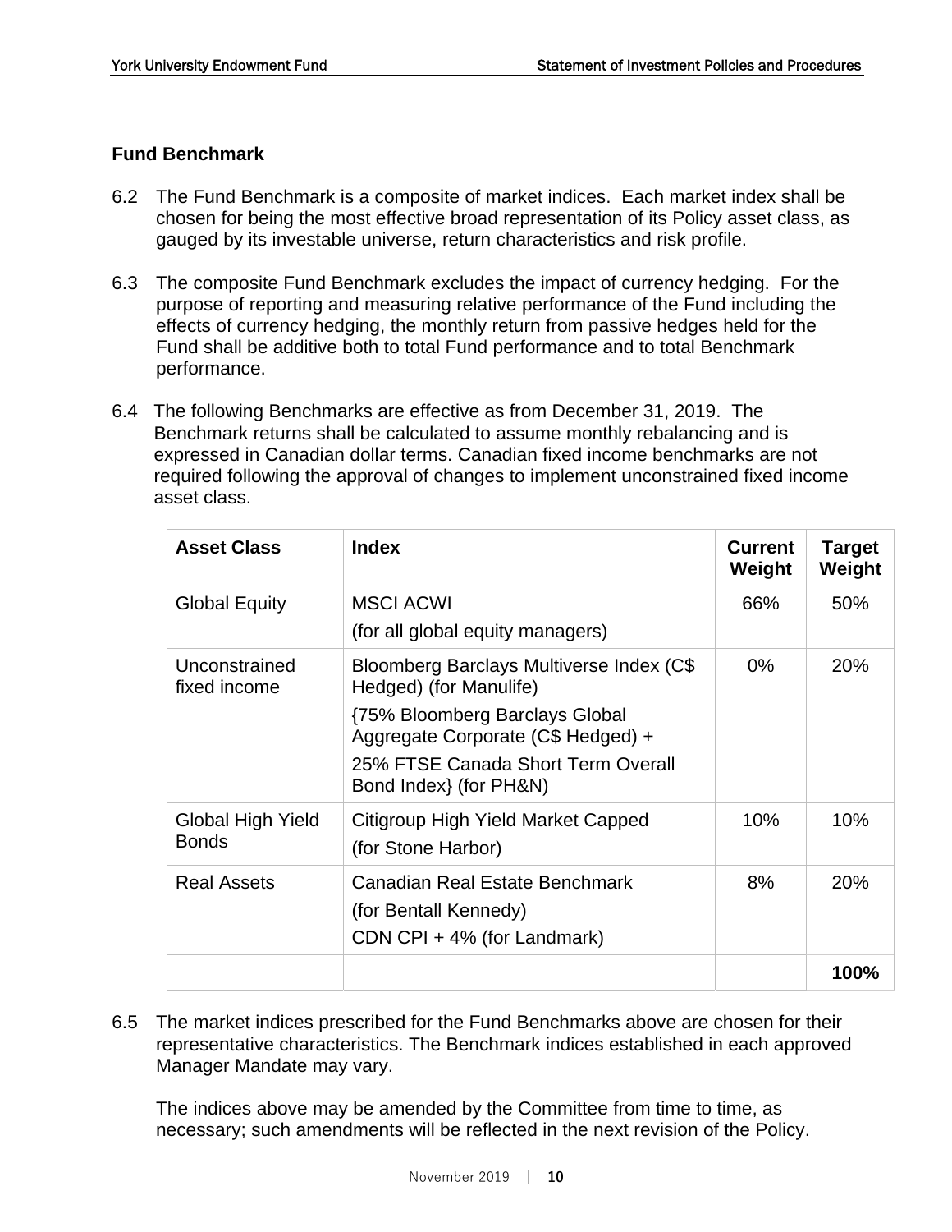### Fund Benchmark

6.2 The Fund Benchmark is a composite of market indices. Each market index shall be chosen for being the most effective broad representation of its Policy asset class, as gauged by its investable universe, return characteristics and risk profile.

6.3 The composite Fund Benchmark excludes the impact of currency hedging. For the purpose of reporting and measuring relative performance of the Fund including the effects of currency hedging, the monthly return from passive hedges held for the Fund shall be additive both to total Fund performance and to total Benchmark performance.

6.4 The following Benchmarks are effective as from December 31, 2019. The Benchmark returns shall be calculated to assume monthly rebalancing and is expressed in Canadian dollar terms. Canadian fixed income benchmarks are not required following the approval of changes to implement unconstrained fixed income asset class.

| Asset Class | Index | Current Weight | Target Weight |
|---|---|---|---|
| Global Equity | MSCI ACWI<br>(for all global equity managers) | 66% | 50% |
| Unconstrained fixed income | Bloomberg Barclays Multiverse Index (C$ Hedged) (for Manulife)<br>{75% Bloomberg Barclays Global Aggregate Corporate (C$ Hedged) +<br>25% FTSE Canada Short Term Overall Bond Index} (for PH&N) | 0% | 20% |
| Global High Yield Bonds | Citigroup High Yield Market Capped<br>(for Stone Harbor) | 10% | 10% |
| Real Assets | Canadian Real Estate Benchmark<br>(for Bentall Kennedy)<br>CDN CPI + 4% (for Landmark) | 8% | 20% |
| | | | **100%** |

6.5 The market indices prescribed for the Fund Benchmarks above are chosen for their representative characteristics. The Benchmark indices established in each approved Manager Mandate may vary.

The indices above may be amended by the Committee from time to time, as necessary; such amendments will be reflected in the next revision of the Policy.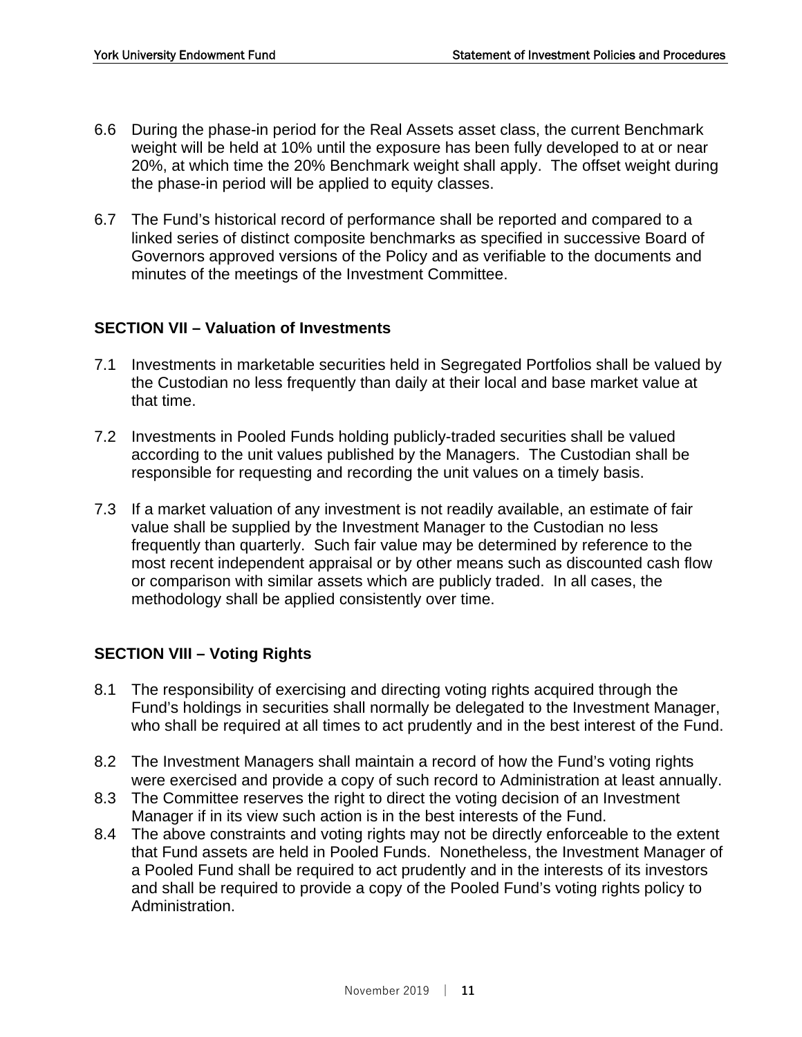6.6 During the phase-in period for the Real Assets asset class, the current Benchmark weight will be held at 10% until the exposure has been fully developed to at or near 20%, at which time the 20% Benchmark weight shall apply. The offset weight during the phase-in period will be applied to equity classes.

6.7 The Fund's historical record of performance shall be reported and compared to a linked series of distinct composite benchmarks as specified in successive Board of Governors approved versions of the Policy and as verifiable to the documents and minutes of the meetings of the Investment Committee.

## SECTION VII – Valuation of Investments

7.1 Investments in marketable securities held in Segregated Portfolios shall be valued by the Custodian no less frequently than daily at their local and base market value at that time.

7.2 Investments in Pooled Funds holding publicly-traded securities shall be valued according to the unit values published by the Managers. The Custodian shall be responsible for requesting and recording the unit values on a timely basis.

7.3 If a market valuation of any investment is not readily available, an estimate of fair value shall be supplied by the Investment Manager to the Custodian no less frequently than quarterly. Such fair value may be determined by reference to the most recent independent appraisal or by other means such as discounted cash flow or comparison with similar assets which are publicly traded. In all cases, the methodology shall be applied consistently over time.

## SECTION VIII – Voting Rights

8.1 The responsibility of exercising and directing voting rights acquired through the Fund's holdings in securities shall normally be delegated to the Investment Manager, who shall be required at all times to act prudently and in the best interest of the Fund.

8.2 The Investment Managers shall maintain a record of how the Fund's voting rights were exercised and provide a copy of such record to Administration at least annually.

8.3 The Committee reserves the right to direct the voting decision of an Investment Manager if in its view such action is in the best interests of the Fund.

8.4 The above constraints and voting rights may not be directly enforceable to the extent that Fund assets are held in Pooled Funds. Nonetheless, the Investment Manager of a Pooled Fund shall be required to act prudently and in the interests of its investors and shall be required to provide a copy of the Pooled Fund's voting rights policy to Administration.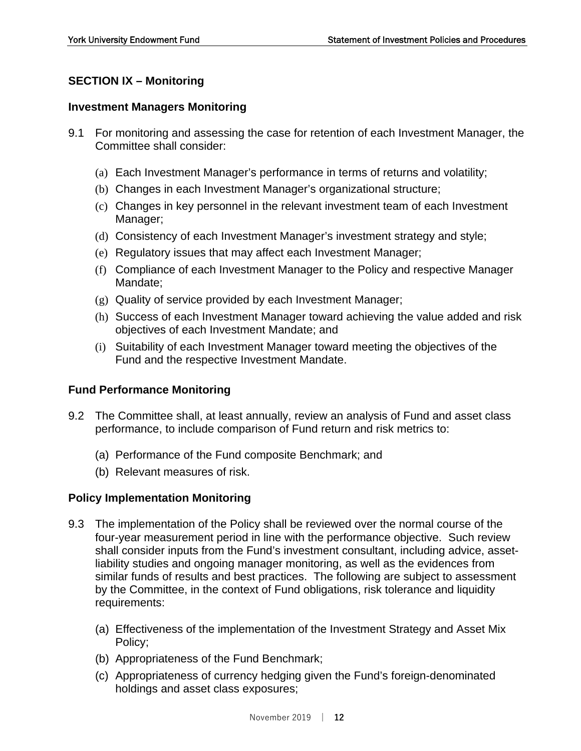## SECTION IX – Monitoring

### Investment Managers Monitoring

9.1 For monitoring and assessing the case for retention of each Investment Manager, the Committee shall consider:

(a) Each Investment Manager's performance in terms of returns and volatility;
(b) Changes in each Investment Manager's organizational structure;
(c) Changes in key personnel in the relevant investment team of each Investment Manager;
(d) Consistency of each Investment Manager's investment strategy and style;
(e) Regulatory issues that may affect each Investment Manager;
(f) Compliance of each Investment Manager to the Policy and respective Manager Mandate;
(g) Quality of service provided by each Investment Manager;
(h) Success of each Investment Manager toward achieving the value added and risk objectives of each Investment Mandate; and
(i) Suitability of each Investment Manager toward meeting the objectives of the Fund and the respective Investment Mandate.

### Fund Performance Monitoring

9.2 The Committee shall, at least annually, review an analysis of Fund and asset class performance, to include comparison of Fund return and risk metrics to:

(a) Performance of the Fund composite Benchmark; and
(b) Relevant measures of risk.

### Policy Implementation Monitoring

9.3 The implementation of the Policy shall be reviewed over the normal course of the four-year measurement period in line with the performance objective. Such review shall consider inputs from the Fund's investment consultant, including advice, asset-liability studies and ongoing manager monitoring, as well as the evidences from similar funds of results and best practices. The following are subject to assessment by the Committee, in the context of Fund obligations, risk tolerance and liquidity requirements:

(a) Effectiveness of the implementation of the Investment Strategy and Asset Mix Policy;
(b) Appropriateness of the Fund Benchmark;
(c) Appropriateness of currency hedging given the Fund's foreign-denominated holdings and asset class exposures;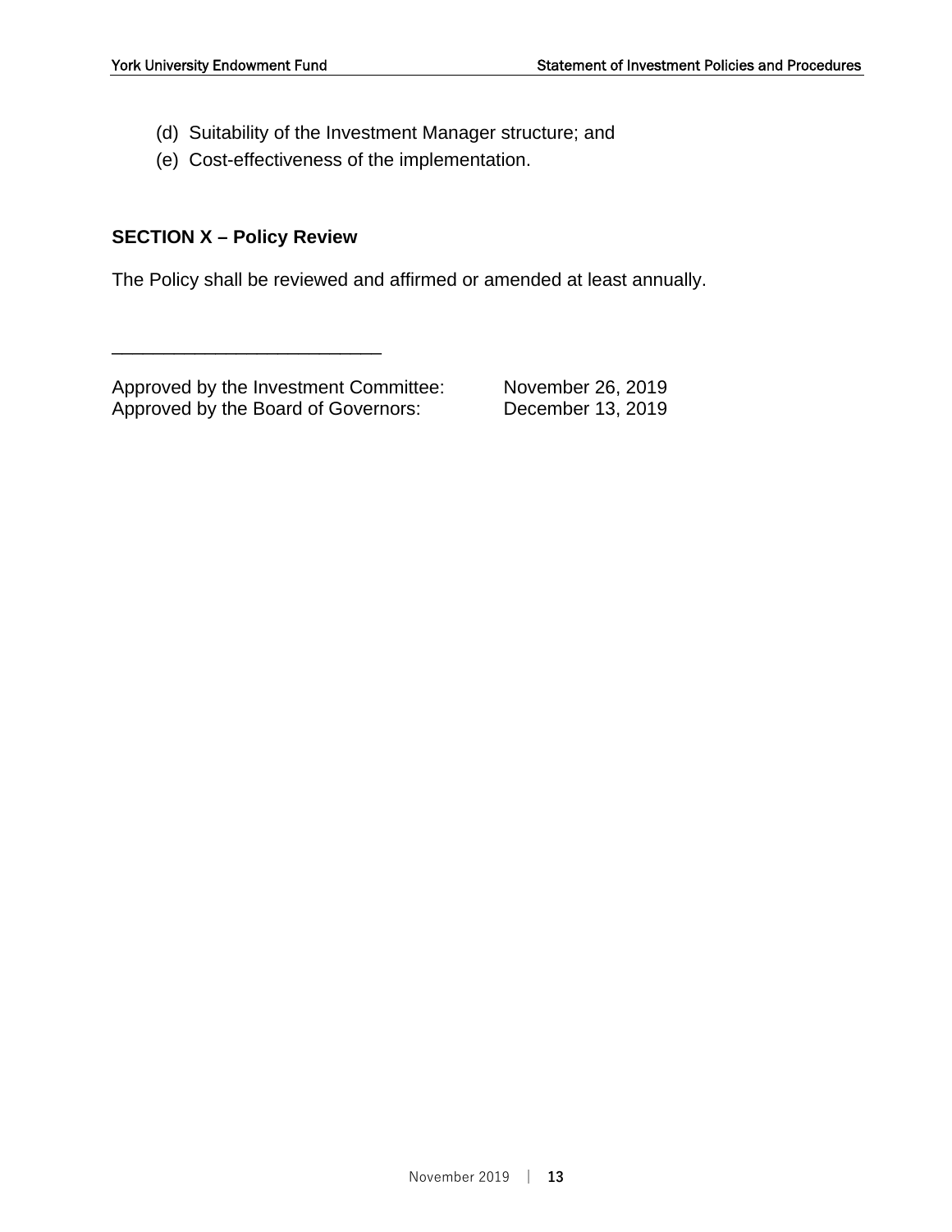(d) Suitability of the Investment Manager structure; and
(e) Cost-effectiveness of the implementation.

## SECTION X – Policy Review

The Policy shall be reviewed and affirmed or amended at least annually.

___________________________

| | |
|---|---|
| Approved by the Investment Committee: | November 26, 2019 |
| Approved by the Board of Governors: | December 13, 2019 |